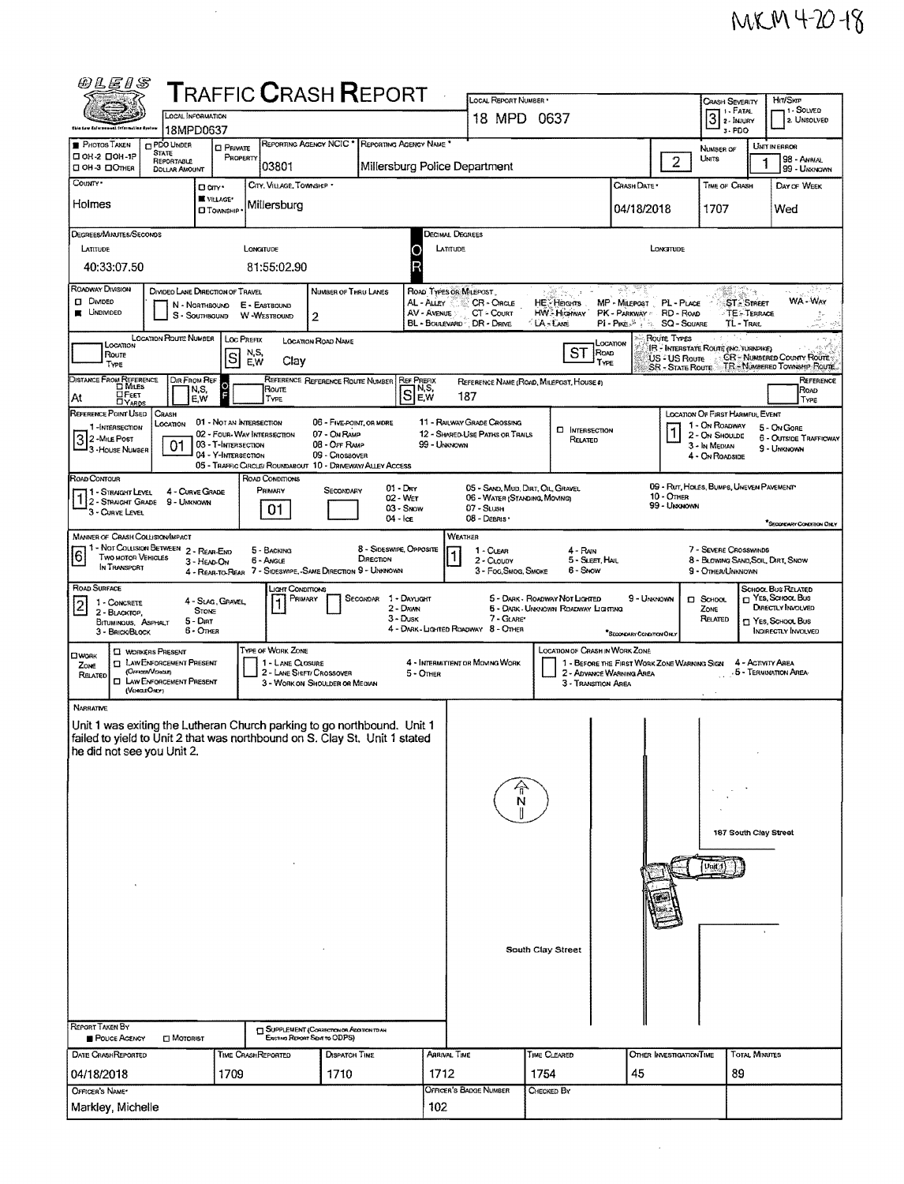MKM 4-20-18

# TRAFFIC CRASH REPORT

| Field | Value |
|---|---|
| Local Information | 18MPD0637 |
| Local Report Number | 18 MPD 0637 |
| Crash Severity | 3 (1 - Fatal, 2 - Injury, 3 - PDO) |
| Hit/Skip | 1 - Solved, 2 - Unsolved |
| Reporting Agency NCIC | 03801 |
| Reporting Agency Name | Millersburg Police Department |
| Number of Units | 2 |
| Unit in Error | 1 (98 - Animal, 99 - Unknown) |
| County | Holmes |
| City, Village, Township | Village: Millersburg |
| Crash Date | 04/18/2018 |
| Time of Crash | 1707 |
| Day of Week | Wed |

**Degrees/Minutes/Seconds**

| Latitude | Longitude |
|---|---|
| 40:33:07.50 | 81:55:02.90 |

**Roadway Division:** Undivided

**Number of Thru Lanes:** 2

**Location Road Name:** S Clay, Road Type: ST

**Distance From Reference:** At

**Ref Prefix:** S

**Reference Name (Road, Milepost, House #):** 187

**Reference Point Used:** 3 - House Number

**Crash Location:** 01 - Not an Intersection

**Location of First Harmful Event:** 1 - On Roadway

**Road Contour:** 1 - Straight Level

**Road Conditions (Primary):** 01 - Dry

**Manner of Crash Collision/Impact:** 6 - Angle

**Weather:** 1 - Clear

**Road Surface:** 2 - Blacktop, Bituminous, Asphalt

**Light Conditions (Primary):** 1 - Daylight

## Narrative

Unit 1 was exiting the Lutheran Church parking to go northbound. Unit 1 failed to yield to Unit 2 that was northbound on S. Clay St. Unit 1 stated he did not see you Unit 2.

Diagram labels: N; 187 South Clay Street; Unit 1; Unit 2; South Clay Street

**Report Taken By:** Police Agency

| Date Crash Reported | Time Crash Reported | Dispatch Time | Arrival Time | Time Cleared | Other Investigation Time | Total Minutes |
|---|---|---|---|---|---|---|
| 04/18/2018 | 1709 | 1710 | 1712 | 1754 | 45 | 89 |

| Officer's Name | Officer's Badge Number | Checked By |
|---|---|---|
| Markley, Michelle | 102 | |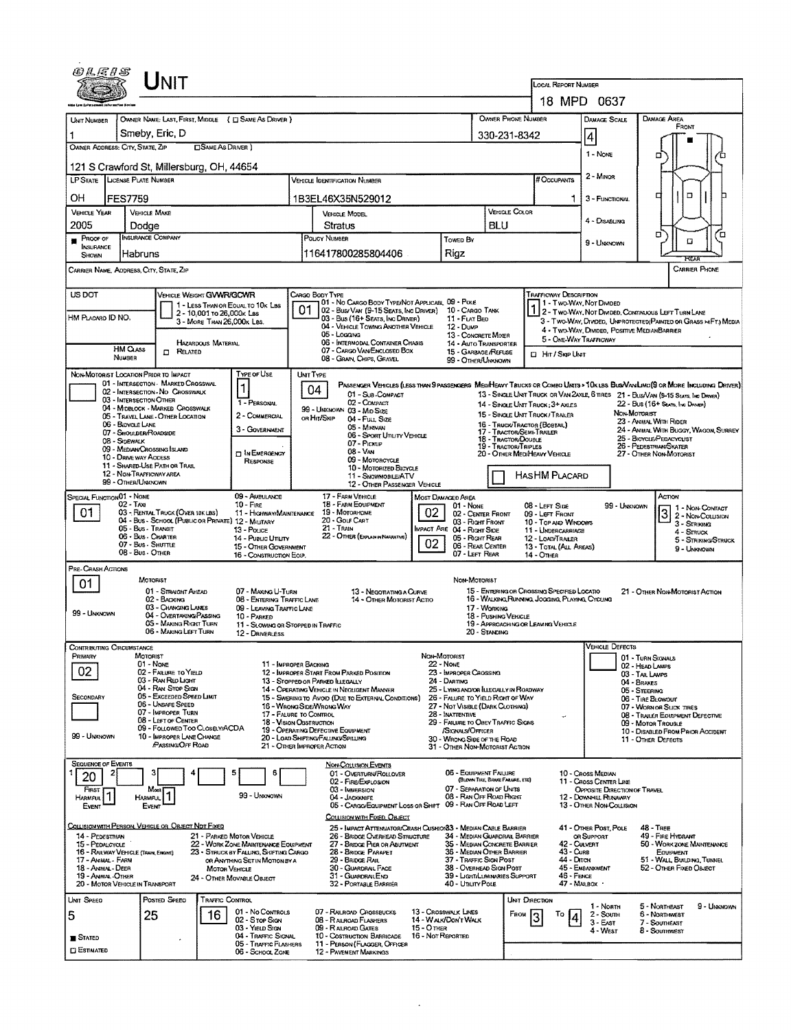# UNIT

**LOCAL REPORT NUMBER:** 18 MPD 0637

| UNIT NUMBER | OWNER NAME: LAST, FIRST, MIDDLE ( ☐ SAME AS DRIVER ) | OWNER PHONE NUMBER | DAMAGE SCALE | DAMAGE AREA |
|---|---|---|---|---|
| 1 | Smeby, Eric, D | 330-231-8342 | 4 | FRONT |

**OWNER ADDRESS: CITY, STATE, ZIP** ☐ SAME AS DRIVER )
121 S Crawford St, Millersburg, OH, 44654

Damage Scale: 1 - NONE, 2 - MINOR, 3 - FUNCTIONAL, 4 - DISABLING, 9 - UNKNOWN

| LP STATE | LICENSE PLATE NUMBER | VEHICLE IDENTIFICATION NUMBER | # OCCUPANTS |
|---|---|---|---|
| OH | FES7759 | 1B3EL46X35N529012 | 1 |

| VEHICLE YEAR | VEHICLE MAKE | VEHICLE MODEL | VEHICLE COLOR |
|---|---|---|---|
| 2005 | Dodge | Stratus | BLU |

| PROOF OF INSURANCE SHOWN | INSURANCE COMPANY | POLICY NUMBER | TOWED BY |
|---|---|---|---|
| ■ | Habruns | 116417800285804406 | Rigz |

CARRIER NAME, ADDRESS, CITY, STATE, ZIP — CARRIER PHONE

US DOT — VEHICLE WEIGHT GVWR/GCWR: 1 - LESS THAN OR EQUAL TO 10K LBS; 2 - 10,001 TO 26,000K LBS; 3 - MORE THAN 26,000K LBS.

HM PLACARD ID NO. — HAZARDOUS MATERIAL ☐ RELATED — HM CLASS NUMBER

CARGO BODY TYPE: **01** — 01 - NO CARGO BODY TYPE/NOT APPLICABLE; 02 - BUS/VAN (9-15 SEATS, INC DRIVER); 03 - BUS (16+ SEATS, INC DRIVER); 04 - VEHICLE TOWING ANOTHER VEHICLE; 05 - LOGGING; 06 - INTERMODAL CONTAINER CHASIS; 07 - CARGO VAN/ENCLOSED BOX; 08 - GRAIN, CHIPS, GRAVEL; 09 - POLE; 10 - CARGO TANK; 11 - FLAT BED; 12 - DUMP; 13 - CONCRETE MIXER; 14 - AUTO TRANSPORTER; 15 - GARBAGE/REFUSE; 99 - OTHER/UNKNOWN

TRAFFICWAY DESCRIPTION: **1** — 1 - TWO-WAY, NOT DIVIDED; 2 - TWO-WAY, NOT DIVIDED, CONTINUOUS LEFT TURN LANE; 3 - TWO-WAY, DIVIDED, UNPROTECTED(PAINTED OR GRASS >4FT.) MEDIA; 4 - TWO-WAY, DIVIDED, POSITIVE MEDIAN BARRIER; 5 - ONE-WAY TRAFFICWAY; ☐ HIT / SKIP UNIT

NON-MOTORIST LOCATION PRIOR TO IMPACT: 01 - INTERSECTION - MARKED CROSSWAL; 02 - INTERSECTION - NO CROSSWALK; 03 - INTERSECTION OTHER; 04 - MIDBLOCK - MARKED CROSSWALK; 05 - TRAVEL LANE - OTHER LOCATION; 06 - BICYCLE LANE; 07 - SHOULDER/ROADSIDE; 08 - SIDEWALK; 09 - MEDIAN/CROSSING ISLAND; 10 - DRIVE WAY ACCESS; 11 - SHARED-USE PATH OR TRAIL; 12 - NON-TRAFFICWAY AREA; 99 - OTHER/UNKNOWN

TYPE OF USE: **1** — 1 - PERSONAL; 2 - COMMERCIAL; 3 - GOVERNMENT; ☐ IN EMERGENCY RESPONSE

UNIT TYPE: **04** — PASSENGER VEHICLES (LESS THAN 9 PASSENGERS MED/HEAVY TRUCKS OR COMBO UNITS > 10K LBS BUS/VAN/LIMO(9 OR MORE INCLUDING DRIVER): 01 - SUB-COMPACT; 02 - COMPACT; 99 - UNKNOWN 03 - MID SIZE; OR HIT/SKIP 04 - FULL SIZE; 05 - MINIVAN; 06 - SPORT UTILITY VEHICLE; 07 - PICKUP; 08 - VAN; 09 - MOTORCYCLE; 10 - MOTORIZED BICYCLE; 11 - SNOWMOBILE/ATV; 12 - OTHER PASSENGER VEHICLE; 13 - SINGLE UNIT TRUCK OR VAN 2AXLE, 6 TIRES; 14 - SINGLE UNIT TRUCK; 3+ AXLES; 15 - SINGLE UNIT TRUCK/TRAILER; 16 - TRUCK/TRACTOR (BOBTAIL); 17 - TRACTOR/SEMI-TRAILER; 18 - TRACTOR/DOUBLE; 19 - TRACTOR/TRIPLES; 20 - OTHER MED/HEAVY VEHICLE; 21 - BUS/VAN (9-15 SEATS, INC DRIVER); 22 - BUS (16+ SEATS, INC DRIVER); NON-MOTORIST: 23 - ANIMAL WITH RIDER; 24 - ANIMAL WITH BUGGY, WAGON, SURREY; 25 - BICYCLE/PEDACYCLIST; 26 - PEDESTRIAN/SKATER; 27 - OTHER NON-MOTORIST; ☐ HAS HM PLACARD

SPECIAL FUNCTION: **01** — 01 - NONE; 02 - TAXI; 03 - RENTAL TRUCK (OVER 10K LBS); 04 - BUS - SCHOOL (PUBLIC OR PRIVATE); 05 - BUS - TRANSIT; 06 - BUS - CHARTER; 07 - BUS - SHUTTLE; 08 - BUS - OTHER; 09 - AMBULANCE; 10 - FIRE; 11 - HIGHWAY/MAINTENANCE; 12 - MILITARY; 13 - POLICE; 14 - PUBLIC UTILITY; 15 - OTHER GOVERNMENT; 16 - CONSTRUCTION EQIP.; 17 - FARM VEHICLE; 18 - FARM EQUIPMENT; 19 - MOTORHOME; 20 - GOLF CART; 21 - TRAIN; 22 - OTHER (EXPLAIN IN NARRATIVE)

MOST DAMAGED AREA: **02** — IMPACT AREA: **02** — 01 - NONE; 02 - CENTER FRONT; 03 - RIGHT FRONT; 04 - RIGHT SIDE; 05 - RIGHT REAR; 06 - REAR CENTER; 07 - LEFT REAR; 08 - LEFT SIDE; 09 - LEFT FRONT; 10 - TOP AND WINDOWS; 11 - UNDERCARRIAGE; 12 - LOAD/TRAILER; 13 - TOTAL (ALL AREAS); 14 - OTHER; 99 - UNKNOWN

ACTION: **3** — 1 - NON-CONTACT; 2 - NON-COLLISION; 3 - STRIKING; 4 - STRUCK; 5 - STRIKING/STRUCK; 9 - UNKNOWN

PRE-CRASH ACTIONS: **01** — MOTORIST: 01 - STRAIGHT AHEAD; 02 - BACKING; 03 - CHANGING LANES; 04 - OVERTAKING/PASSING; 05 - MAKING RIGHT TURN; 06 - MAKING LEFT TURN; 07 - MAKING U-TURN; 08 - ENTERING TRAFFIC LANE; 09 - LEAVING TRAFFIC LANE; 10 - PARKED; 11 - SLOWING OR STOPPED IN TRAFFIC; 12 - DRIVERLESS; 13 - NEGOTIATING A CURVE; 14 - OTHER MOTORIST ACTIO; 99 - UNKNOWN. NON-MOTORIST: 15 - ENTERING OR CROSSING SPECIFIED LOCATIO; 16 - WALKING, RUNNING, JOGGING, PLAYING, CYCLING; 17 - WORKING; 18 - PUSHING VEHICLE; 19 - APPROACHING OR LEAVING VEHICLE; 20 - STANDING; 21 - OTHER NON-MOTORIST ACTION

CONTRIBUTING CIRCUMSTANCE: PRIMARY **02**; SECONDARY — MOTORIST: 01 - NONE; 02 - FAILURE TO YIELD; 03 - RAN RED LIGHT; 04 - RAN STOP SIGN; 05 - EXCEEDED SPEED LIMIT; 06 - UNSAFE SPEED; 07 - IMPROPER TURN; 08 - LEFT OF CENTER; 09 - FOLLOWED TOO CLOSELY/ACDA; 10 - IMPROPER LANE CHANGE /PASSING/OFF ROAD; 11 - IMPROPER BACKING; 12 - IMPROPER START FROM PARKED POSITION; 13 - STOPPED OR PARKED ILLEGALLY; 14 - OPERATING VEHICLE IN NEGLIGENT MANNER; 15 - SWERING TO AVOID (DUE TO EXTERNAL CONDITIONS); 16 - WRONG SIDE/WRONG WAY; 17 - FAILURE TO CONTROL; 18 - VISION OBSTRUCTION; 19 - OPERATING DEFECTIVE EQUIPMENT; 20 - LOAD SHIFTING/FALLING/SPILLING; 21 - OTHER IMPROPER ACTION; 99 - UNKNOWN. NON-MOTORIST: 22 - NONE; 23 - IMPROPER CROSSING; 24 - DARTING; 25 - LYING AND/OR ILLEGALLY IN ROADWAY; 26 - FALURE TO YIELD RIGHT OF WAY; 27 - NOT VISIBLE (DARK CLOTHING); 28 - INATTENTIVE; 29 - FAILURE TO OBEY TRAFFIC SIGNS /SIGNALS/OFFICER; 30 - WRONG SIDE OF THE ROAD; 31 - OTHER NON-MOTORIST ACTION

VEHICLE DEFECTS: 01 - TURN SIGNALS; 02 - HEAD LAMPS; 03 - TAIL LAMPS; 04 - BRAKES; 05 - STEERING; 06 - TIRE BLOWOUT; 07 - WORN OR SLICK TIRES; 08 - TRAILER EQUIPMENT DEFECTIVE; 09 - MOTOR TROUBLE; 10 - DISABLED FROM PRIOR ACCIDENT; 11 - OTHER DEFECTS

SEQUENCE OF EVENTS: 1: **20**; 2; 3; 4; 5; 6 — FIRST HARMFUL EVENT: **1**; MOST HARMFUL EVENT: **1**; 99 - UNKNOWN

NON-COLLISION EVENTS: 01 - OVERTURN/ROLLOVER; 02 - FIRE/EXPLOSION; 03 - IMMERSION; 04 - JACKKNIFE; 05 - CARGO/EQUIPMENT LOSS OR SHIFT; 06 - EQUIPMENT FAILURE (BLOWN TIRE, BRAKE FAILURE, ETC); 07 - SEPARATION OF UNITS; 08 - RAN OFF ROAD RIGHT; 09 - RAN OFF ROAD LEFT; 10 - CROSS MEDIAN; 11 - CROSS CENTER LINE OPPOSITE DIRECTION OF TRAVEL; 12 - DOWNHILL RUNAWAY; 13 - OTHER NON-COLLISION

COLLISION WITH PERSON, VEHICLE OR OBJECT NOT FIXED: 14 - PEDESTRIAN; 15 - PEDALCYCLE; 16 - RAILWAY VEHICLE (TRAIN, ENGINE); 17 - ANIMAL - FARM; 18 - ANIMAL - DEER; 19 - ANIMAL - OTHER; 20 - MOTOR VEHICLE IN TRANSPORT; 21 - PARKED MOTOR VEHICLE; 22 - WORK ZONE MAINTENANCE EQUIPMENT; 23 - STRUCK BY FALLING, SHIFTING CARGO OR ANYTHING SET IN MOTION BY A MOTOR VEHICLE; 24 - OTHER MOVABLE OBJECT

COLLISION WITH FIXED, OBJECT: 25 - IMPACT ATTENUATOR/CRASH CUSHION; 26 - BRIDGE OVERHEAD STRUCTURE; 27 - BRIDGE PIER OR ABUTMENT; 28 - BRIDGE PARAPET; 29 - BRIDGE RAIL; 30 - GUARDRAIL FACE; 31 - GUARDRAIL END; 32 - PORTABLE BARRIER; 33 - MEDIAN CABLE BARRIER; 34 - MEDIAN GUARDRAIL BARRIER; 35 - MEDIAN CONCRETE BARRIER; 36 - MEDIAN OTHER BARRIER; 37 - TRAFFIC SIGN POST; 38 - OVERHEAD SIGN POST; 39 - LIGHT/LUMINARIES SUPPORT; 40 - UTILITY POLE; 41 - OTHER POST, POLE OR SUPPORT; 42 - CULVERT; 43 - CURB; 44 - DITCH; 45 - EMBANKMENT; 46 - FENCE; 47 - MAILBOX; 48 - TREE; 49 - FIRE HYDRANT; 50 - WORK ZONE MAINTENANCE EQUIPMENT; 51 - WALL, BUILDING, TUNNEL; 52 - OTHER FIXED OBJECT

| UNIT SPEED | POSTED SPEED | TRAFFIC CONTROL | UNIT DIRECTION |
|---|---|---|---|
| 5 | 25 | 16 | FROM 3 TO 4 |

■ STATED ☐ ESTIMATED

TRAFFIC CONTROL: 01 - NO CONTROLS; 02 - STOP SIGN; 03 - YIELD SIGN; 04 - TRAFFIC SIGNAL; 05 - TRAFFIC FLASHERS; 06 - SCHOOL ZONE; 07 - RAILROAD CROSSBUCKS; 08 - RAILROAD FLASHERS; 09 - RAILROAD GATES; 10 - COSTRUCTION BARRICADE; 11 - PERSON (FLAGGER, OFFICER); 12 - PAVEMENT MARKINGS; 13 - CROSSWALK LINES; 14 - WALK/DON'T WALK; 15 - OTHER; 16 - NOT REPORTED

UNIT DIRECTION: 1 - NORTH; 2 - SOUTH; 3 - EAST; 4 - WEST; 5 - NORTHEAST; 6 - NORTHWEST; 7 - SOUTHEAST; 8 - SOUTHWEST; 9 - UNKNOWN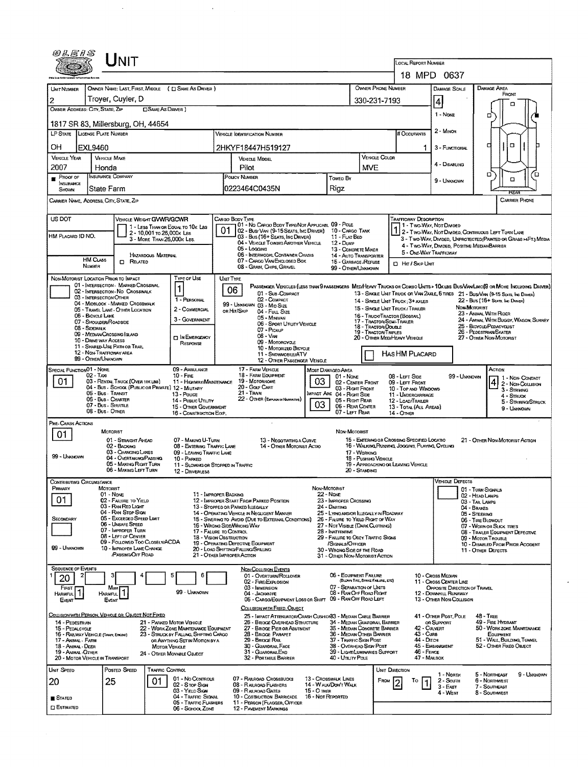# UNIT

**Local Report Number:** 18 MPD 0637

| Unit Number | Owner Name: Last, First, Middle ( ☐ Same As Driver ) | Owner Phone Number | Damage Scale | Damage Area |
|---|---|---|---|---|
| 2 | Troyer, Cuyler, D | 330-231-7193 | 4 | Front |

**Owner Address: City, State, Zip** ( ☐ Same As Driver )
1817 SR 83, Millersburg, OH, 44654

Damage Scale: 1 - None, 2 - Minor, 3 - Functional, 4 - Disabling, 9 - Unknown

| LP State | License Plate Number | Vehicle Identification Number | # Occupants |
|---|---|---|---|
| OH | EXL9460 | 2HKYF18447H519127 | 1 |

| Vehicle Year | Vehicle Make | Vehicle Model | Vehicle Color |
|---|---|---|---|
| 2007 | Honda | Pilot | MVE |

| Proof of Insurance Shown | Insurance Company | Policy Number | Towed By |
|---|---|---|---|
| ■ | State Farm | 0223464C0435N | Rigz |

Carrier Name, Address, City, State, Zip — Carrier Phone

**US DOT**

**HM Placard ID No.**

**HM Class Number** — ☐ Hazardous Material Related

**Vehicle Weight GVWR/GCWR:** 1 - Less Than or Equal to 10K Lbs; 2 - 10,001 to 26,000K Lbs; 3 - More Than 26,000K Lbs.

**Cargo Body Type:** 01
01 - No Cargo Body Type/Not Applicabl; 02 - Bus/Van (9-15 Seats, Inc Driver); 03 - Bus (16+ Seats, Inc Driver); 04 - Vehicle Towing Another Vehicle; 05 - Logging; 06 - Intermodal Container Chasis; 07 - Cargo Van/Enclosed Box; 08 - Grain, Chips, Gravel; 09 - Pole; 10 - Cargo Tank; 11 - Flat Bed; 12 - Dump; 13 - Concrete Mixer; 14 - Auto Transporter; 15 - Garbage /Refuse; 99 - Other/Unknown

**Trafficway Description:** 1
1 - Two-Way, Not Divided; 2 - Two-Way, Not Divided, Continuous Left Turn Lane; 3 - Two-Way, Divided, Unprotected (Painted or Grass >4Ft.) Media; 4 - Two-Way, Divided, Positive Median Barrier; 5 - One-Way Trafficway
☐ Hit / Skip Unit

**Non-Motorist Location Prior to Impact:**
01 - Intersection - Marked Crosswal; 02 - Intersection - No Crosswalk; 03 - Intersection Other; 04 - Midblock - Marked Crosswalk; 05 - Travel Lane - Other Location; 06 - Bicycle Lane; 07 - Shoulder/Roadside; 08 - Sidewalk; 09 - Median/Crossing Island; 10 - Drive way Access; 11 - Shared-Use Path or Trail; 12 - Non-Trafficway Area; 99 - Other/Unknown

**Type of Use:** 1
1 - Personal; 2 - Commercial; 3 - Government; ☐ In Emergency Response

**Unit Type:** 06
Passenger Vehicles (less than 9 passengers): 01 - Sub-Compact; 02 - Compact; 99 - Unknown 03 - Mid Size; or Hit/Skip 04 - Full Size; 05 - Minivan; 06 - Sport Utility Vehicle; 07 - Pickup; 08 - Van; 09 - Motorcycle; 10 - Motorized Bicycle; 11 - Snowmobile/ATV; 12 - Other Passenger Vehicle
Med/Heavy Trucks or Combo Units > 10K lbs Bus/Van/Limo (9 or More Including Driver): 13 - Single Unit Truck or Van 2axle, 6 Tires; 14 - Single Unit Truck; 3+ Axles; 15 - Single Unit Truck / Trailer; 16 - Truck/Tractor (Bobtail); 17 - Tractor/Semi-Trailer; 18 - Tractor/Double; 19 - Tractor/Triples; 20 - Other Med/Heavy Vehicle; 21 - Bus/Van (9-15 Seats, Inc Driver); 22 - Bus (16+ Seats, Inc Driver)
Non-Motorist: 23 - Animal With Rider; 24 - Animal With Buggy, Wagon, Surrey; 25 - Bicycle/Pedacyclist; 26 - Pedestrian/Skater; 27 - Other Non-Motorist
☐ Has HM Placard

**Special Function:** 01
01 - None; 02 - Taxi; 03 - Rental Truck (Over 10K lbs); 04 - Bus - School (Public or Private); 05 - Bus - Transit; 06 - Bus - Charter; 07 - Bus - Shuttle; 08 - Bus - Other; 09 - Ambulance; 10 - Fire; 11 - Highway/Maintenance; 12 - Military; 13 - Police; 14 - Public Utility; 15 - Other Government; 16 - Construction Eqip.; 17 - Farm Vehicle; 18 - Farm Equipment; 19 - Motorhome; 20 - Golf Cart; 21 - Train; 22 - Other (Explain in Narrative)

**Most Damaged Area:** 03 — **Impact Are:** 03
01 - None; 02 - Center Front; 03 - Right Front; 04 - Right Side; 05 - Right Rear; 06 - Rear Center; 07 - Left Rear; 08 - Left Side; 09 - Left Front; 10 - Top and Windows; 11 - Undercarriage; 12 - Load/Trailer; 13 - Total (All Areas); 14 - Other; 99 - Unknown

**Action:** 4
1 - Non-Contact; 2 - Non-Collision; 3 - Striking; 4 - Struck; 5 - Striking/Struck; 9 - Unknown

**Pre-Crash Actions:** 01
Motorist: 01 - Straight Ahead; 02 - Backing; 03 - Changing Lanes; 04 - Overtaking/Passing; 05 - Making Right Turn; 06 - Making Left Turn; 07 - Making U-Turn; 08 - Entering Traffic Lane; 09 - Leaving Traffic Lane; 10 - Parked; 11 - Slowing or Stopped in Traffic; 12 - Driverless; 13 - Negotiating a Curve; 14 - Other Motorist Actio; 99 - Unknown
Non-Motorist: 15 - Entering or Crossing Specified Locatio; 16 - Walking, Running, Jogging, Playing, Cycling; 17 - Working; 18 - Pushing Vehicle; 19 - Approaching or Leaving Vehicle; 20 - Standing; 21 - Other Non-Motorist Action

**Contributing Circumstance:** Primary: 01; Secondary: (blank)
Motorist: 01 - None; 02 - Failure to Yield; 03 - Ran Red Light; 04 - Ran Stop Sign; 05 - Exceeded Speed Limit; 06 - Unsafe Speed; 07 - Improper Turn; 08 - Left of Center; 09 - Followed Too Closely/ACDA; 10 - Improper Lane Change /Passing/Off Road; 11 - Improper Backing; 12 - Improper Start From Parked Position; 13 - Stopped or Parked Illegally; 14 - Operating Vehicle in Negligent Manner; 15 - Swering to Avoid (Due to External Conditions); 16 - Wrong Side/Wrong Way; 17 - Failure to Control; 18 - Vision Obstruction; 19 - Operating Defective Equipment; 20 - Load Shifting/Falling/Spilling; 21 - Other Improper Action; 99 - Unknown
Non-Motorist: 22 - None; 23 - Improper Crossing; 24 - Darting; 25 - Lying and/or Illegally in Roadway; 26 - Failure to Yield Right of Way; 27 - Not Visible (Dark Clothing); 28 - Inattentive; 29 - Failure to Obey Traffic Signs /Signals/Officer; 30 - Wrong Side of the Road; 31 - Other Non-Motorist Action

**Vehicle Defects:** 01 - Turn Signals; 02 - Head Lamps; 03 - Tail Lamps; 04 - Brakes; 05 - Steering; 06 - Tire Blowout; 07 - Worn or Slick Tires; 08 - Trailer Equipment Defective; 09 - Motor Trouble; 10 - Disabled From Prior Accident; 11 - Other Defects

**Sequence of Events:** 1: 20; 2: ; 3: ; 4: ; 5: ; 6: ; First Harmful Event: 1; Most Harmful Event: 1; 99 - Unknown

Non-Collision Events: 01 - Overturn/Rollover; 02 - Fire/Explosion; 03 - Immersion; 04 - Jackknife; 05 - Cargo/Equipment Loss or Shift; 06 - Equipment Failure (Blown Tire, Brake Failure, etc); 07 - Separation of Units; 08 - Ran Off Road Right; 09 - Ran Off Road Left; 10 - Cross Median; 11 - Cross Center Line Opposite Direction of Travel; 12 - Downhill Runaway; 13 - Other Non-Collision

Collision with Person, Vehicle or Object Not Fixed: 14 - Pedestrian; 15 - Pedalcycle; 16 - Railway Vehicle (Train, Engine); 17 - Animal - Farm; 18 - Animal - Deer; 19 - Animal - Other; 20 - Motor Vehicle in Transport; 21 - Parked Motor Vehicle; 22 - Work Zone Maintenance Equipment; 23 - Struck by Falling, Shifting Cargo or Anything Set in Motion by a Motor Vehicle; 24 - Other Movable Object

Collision with Fixed, Object: 25 - Impact Attenuator/Crash Cushion; 26 - Bridge Overhead Structure; 27 - Bridge Pier or Abutment; 28 - Bridge Parapet; 29 - Bridge Rail; 30 - Guardrail Face; 31 - GuardrailEnd; 32 - Portable Barrier; 33 - Median Cable Barrier; 34 - Median Guardrail Barrier; 35 - Median Concrete Barrier; 36 - Median Other Barrier; 37 - Traffic Sign Post; 38 - Overhead Sign Post; 39 - Light/Luminaries Support; 40 - Utility Pole; 41 - Other Post, Pole or Support; 42 - Culvert; 43 - Curb; 44 - Ditch; 45 - Embankment; 46 - Fence; 47 - Mailbox; 48 - Tree; 49 - Fire Hydrant; 50 - Work Zone Maintenance Equipment; 51 - Wall, Building, Tunnel; 52 - Other Fixed Object

| Unit Speed | Posted Speed | Traffic Control | Unit Direction |
|---|---|---|---|
| 20 | 25 | 01 | From 2 To 1 |

■ Stated ☐ Estimated

Traffic Control: 01 - No Controls; 02 - Stop Sign; 03 - Yield Sign; 04 - Traffic Signal; 05 - Traffic Flashers; 06 - School Zone; 07 - Railroad Crossbucks; 08 - Railroad Flashers; 09 - Railroad Gates; 10 - Costruction Barricade; 11 - Person (Flagger, Officer); 12 - Pavement Markings; 13 - Crosswalk Lines; 14 - Walk/Don't Walk; 15 - Other; 16 - Not Reported

Unit Direction: 1 - North; 2 - South; 3 - East; 4 - West; 5 - Northeast; 6 - Northwest; 7 - Southeast; 8 - Southwest; 9 - Unknown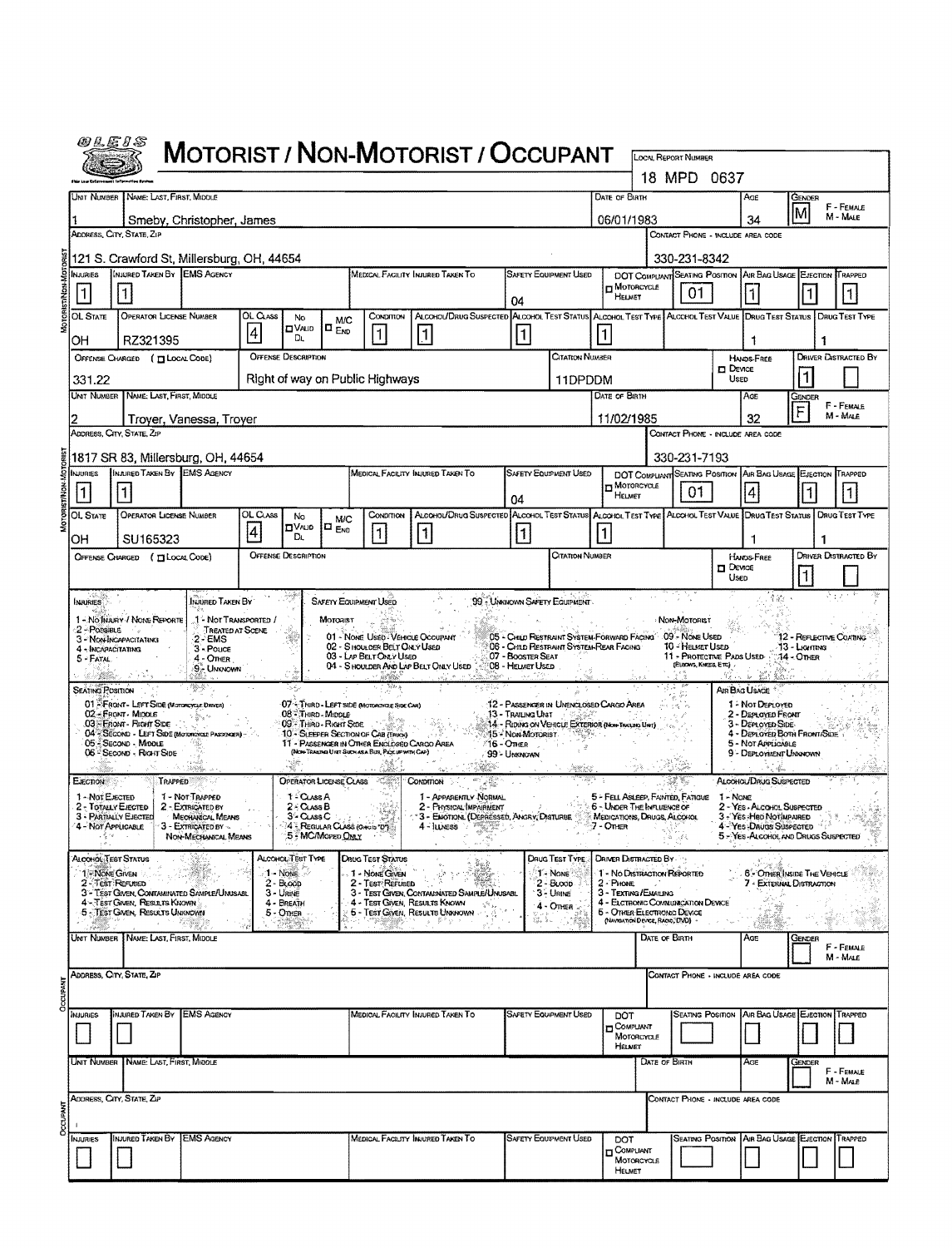# MOTORIST / NON-MOTORIST / OCCUPANT

OLEIS

LOCAL REPORT NUMBER: 18 MPD 0637

## MOTORIST/NON-MOTORIST

| UNIT NUMBER | NAME: LAST, FIRST, MIDDLE | DATE OF BIRTH | AGE | GENDER (F - FEMALE, M - MALE) |
|---|---|---|---|---|
| 1 | Smeby, Christopher, James | 06/01/1983 | 34 | M |

| ADDRESS, CITY, STATE, ZIP | CONTACT PHONE - INCLUDE AREA CODE |
|---|---|
| 121 S. Crawford St, Millersburg, OH, 44654 | 330-231-8342 |

| INJURIES | INJURED TAKEN BY | EMS AGENCY | MEDICAL FACILITY INJURED TAKEN TO | SAFETY EQUIPMENT USED | DOT COMPLIANT MOTORCYCLE HELMET | SEATING POSITION | AIR BAG USAGE | EJECTION | TRAPPED |
|---|---|---|---|---|---|---|---|---|---|
| 1 | 1 | | | 04 | | 01 | 1 | 1 | 1 |

| OL STATE | OPERATOR LICENSE NUMBER | OL CLASS | NO VALID DL | M/C END | CONDITION | ALCOHOL/DRUG SUSPECTED | ALCOHOL TEST STATUS | ALCOHOL TEST TYPE | ALCOHOL TEST VALUE | DRUG TEST STATUS | DRUG TEST TYPE |
|---|---|---|---|---|---|---|---|---|---|---|---|
| OH | RZ321395 | 4 | | | 1 | 1 | 1 | 1 | | 1 | 1 |

| OFFENSE CHARGED ( LOCAL CODE) | OFFENSE DESCRIPTION | CITATION NUMBER | HANDS-FREE DEVICE USED | DRIVER DISTRACTED BY |
|---|---|---|---|---|
| 331.22 | Right of way on Public Highways | 11DPDDM | | 1 |

| UNIT NUMBER | NAME: LAST, FIRST, MIDDLE | DATE OF BIRTH | AGE | GENDER (F - FEMALE, M - MALE) |
|---|---|---|---|---|
| 2 | Troyer, Vanessa, Troyer | 11/02/1985 | 32 | F |

| ADDRESS, CITY, STATE, ZIP | CONTACT PHONE - INCLUDE AREA CODE |
|---|---|
| 1817 SR 83, Millersburg, OH, 44654 | 330-231-7193 |

| INJURIES | INJURED TAKEN BY | EMS AGENCY | MEDICAL FACILITY INJURED TAKEN TO | SAFETY EQUIPMENT USED | DOT COMPLIANT MOTORCYCLE HELMET | SEATING POSITION | AIR BAG USAGE | EJECTION | TRAPPED |
|---|---|---|---|---|---|---|---|---|---|
| 1 | 1 | | | 04 | | 01 | 4 | 1 | 1 |

| OL STATE | OPERATOR LICENSE NUMBER | OL CLASS | NO VALID DL | M/C END | CONDITION | ALCOHOL/DRUG SUSPECTED | ALCOHOL TEST STATUS | ALCOHOL TEST TYPE | ALCOHOL TEST VALUE | DRUG TEST STATUS | DRUG TEST TYPE |
|---|---|---|---|---|---|---|---|---|---|---|---|
| OH | SU165323 | 4 | | | 1 | 1 | 1 | 1 | | 1 | 1 |

| OFFENSE CHARGED ( LOCAL CODE) | OFFENSE DESCRIPTION | CITATION NUMBER | HANDS-FREE DEVICE USED | DRIVER DISTRACTED BY |
|---|---|---|---|---|
| | | | | 1 |

## CODES

**INJURIES:** 1 - No Injury / None Reported; 2 - Possible; 3 - Non-Incapacitating; 4 - Incapacitating; 5 - Fatal

**INJURED TAKEN BY:** 1 - Not Transported / Treated at Scene; 2 - EMS; 3 - Police; 4 - Other; 9 - Unknown

**SAFETY EQUIPMENT USED:** 99 - Unknown Safety Equipment
- Motorist: 01 - None Used - Vehicle Occupant; 02 - Shoulder Belt Only Used; 03 - Lap Belt Only Used; 04 - Shoulder and Lap Belt Only Used; 05 - Child Restraint System-Forward Facing; 06 - Child Restraint System-Rear Facing; 07 - Booster Seat; 08 - Helmet Used
- Non-Motorist: 09 - None Used; 10 - Helmet Used; 11 - Protective Pads Used (Elbows, Knees, Etc); 12 - Reflective Coating; 13 - Lighting; 14 - Other

**SEATING POSITION:** 01 - Front - Left Side (Motorcycle Driver); 02 - Front - Middle; 03 - Front - Right Side; 04 - Second - Left Side (Motorcycle Passenger); 05 - Second - Middle; 06 - Second - Right Side; 07 - Third - Left Side (Motorcycle Side Car); 08 - Third - Middle; 09 - Third - Right Side; 10 - Sleeper Section of Cab (Truck); 11 - Passenger in Other Enclosed Cargo Area (Non-Trailing Unit Such as a Bus, Pick-up with Cap); 12 - Passenger in Unenclosed Cargo Area; 13 - Trailing Unit; 14 - Riding on Vehicle Exterior (Non-Trailing Unit); 15 - Non-Motorist; 16 - Other; 99 - Unknown

**AIR BAG USAGE:** 1 - Not Deployed; 2 - Deployed Front; 3 - Deployed Side; 4 - Deployed Both Front/Side; 5 - Not Applicable; 9 - Deployment Unknown

**EJECTION:** 1 - Not Ejected; 2 - Totally Ejected; 3 - Partially Ejected; 4 - Not Applicable

**TRAPPED:** 1 - Not Trapped; 2 - Extricated by Mechanical Means; 3 - Extricated by Non-Mechanical Means

**OPERATOR LICENSE CLASS:** 1 - Class A; 2 - Class B; 3 - Class C; 4 - Regular Class (Ohio is "D"); 5 - MC/Moped Only

**CONDITION:** 1 - Apparently Normal; 2 - Physical Impairment; 3 - Emotional (Depressed, Angry, Disturbed); 4 - Illness; 5 - Fell Asleep, Fainted, Fatigue; 6 - Under the Influence of Medications, Drugs, Alcohol; 7 - Other

**ALCOHOL/DRUG SUSPECTED:** 1 - None; 2 - Yes - Alcohol Suspected; 3 - Yes - HBD Not Impaired; 4 - Yes - Drugs Suspected; 5 - Yes - Alcohol and Drugs Suspected

**ALCOHOL TEST STATUS:** 1 - None Given; 2 - Test Refused; 3 - Test Given, Contaminated Sample/Unusable; 4 - Test Given, Results Known; 5 - Test Given, Results Unknown

**ALCOHOL TEST TYPE:** 1 - None; 2 - Blood; 3 - Urine; 4 - Breath; 5 - Other

**DRUG TEST STATUS:** 1 - None Given; 2 - Test Refused; 3 - Test Given, Contaminated Sample/Unusable; 4 - Test Given, Results Known; 5 - Test Given, Results Unknown

**DRUG TEST TYPE:** 1 - None; 2 - Blood; 3 - Urine; 4 - Other

**DRIVER DISTRACTED BY:** 1 - No Distraction Reported; 2 - Phone; 3 - Texting/Emailing; 4 - Electronic Communication Device; 5 - Other Electronic Device (Navigation Device, Radio, DVD); 6 - Other Inside the Vehicle; 7 - External Distraction

## OCCUPANT

| UNIT NUMBER | NAME: LAST, FIRST, MIDDLE | DATE OF BIRTH | AGE | GENDER (F - FEMALE, M - MALE) |
|---|---|---|---|---|
| | | | | |

| ADDRESS, CITY, STATE, ZIP | CONTACT PHONE - INCLUDE AREA CODE |
|---|---|
| | |

| INJURIES | INJURED TAKEN BY | EMS AGENCY | MEDICAL FACILITY INJURED TAKEN TO | SAFETY EQUIPMENT USED | DOT COMPLIANT MOTORCYCLE HELMET | SEATING POSITION | AIR BAG USAGE | EJECTION | TRAPPED |
|---|---|---|---|---|---|---|---|---|---|
| | | | | | | | | | |

## OCCUPANT

| UNIT NUMBER | NAME: LAST, FIRST, MIDDLE | DATE OF BIRTH | AGE | GENDER (F - FEMALE, M - MALE) |
|---|---|---|---|---|
| | | | | |

| ADDRESS, CITY, STATE, ZIP | CONTACT PHONE - INCLUDE AREA CODE |
|---|---|
| | |

| INJURIES | INJURED TAKEN BY | EMS AGENCY | MEDICAL FACILITY INJURED TAKEN TO | SAFETY EQUIPMENT USED | DOT COMPLIANT MOTORCYCLE HELMET | SEATING POSITION | AIR BAG USAGE | EJECTION | TRAPPED |
|---|---|---|---|---|---|---|---|---|---|
| | | | | | | | | | |